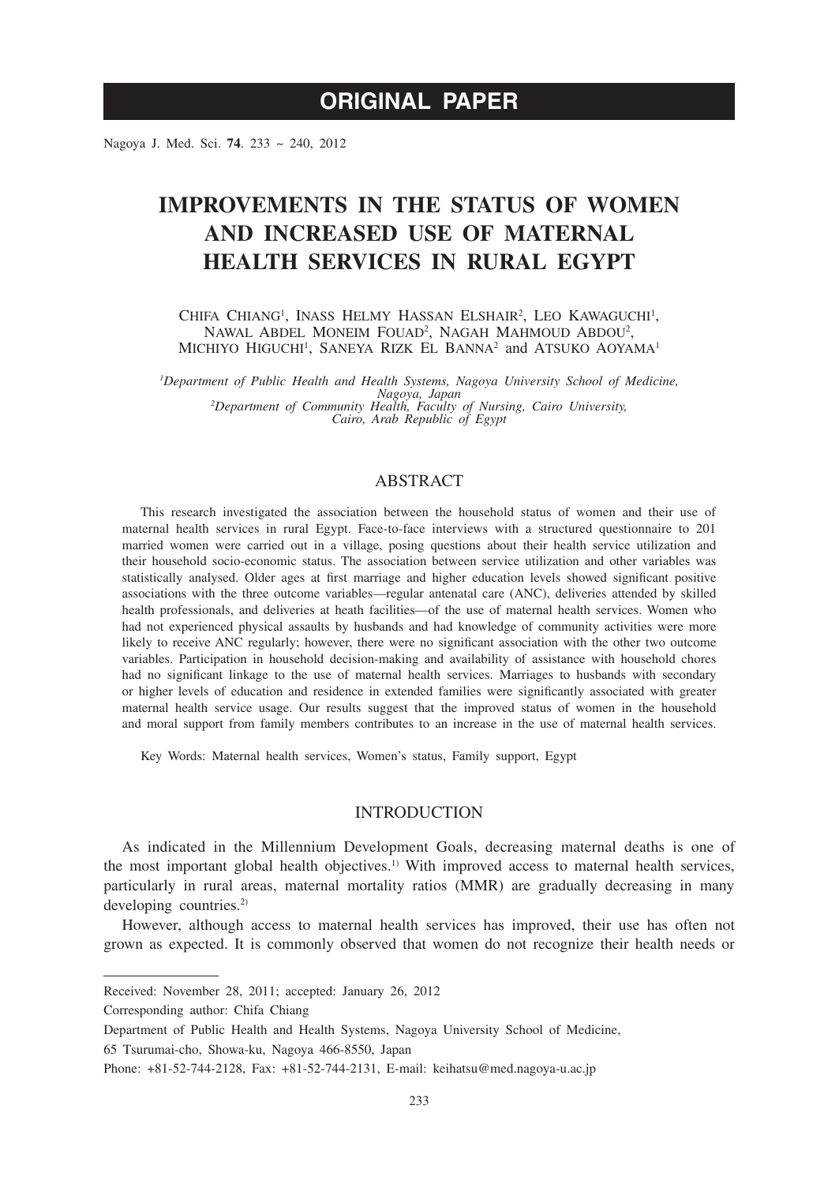**ORIGINAL PAPER**

# IMPROVEMENTS IN THE STATUS OF WOMEN AND INCREASED USE OF MATERNAL HEALTH SERVICES IN RURAL EGYPT

Chifa Chiang[1], Inass Helmy Hassan Elshair[2], Leo Kawaguchi[1], Nawal Abdel Moneim Fouad[2], Nagah Mahmoud Abdou[2], Michiyo Higuchi[1], Saneya Rizk El Banna[2] and Atsuko Aoyama[1]

[1]*Department of Public Health and Health Systems, Nagoya University School of Medicine, Nagoya, Japan*
[2]*Department of Community Health, Faculty of Nursing, Cairo University, Cairo, Arab Republic of Egypt*

## ABSTRACT

This research investigated the association between the household status of women and their use of maternal health services in rural Egypt. Face-to-face interviews with a structured questionnaire to 201 married women were carried out in a village, posing questions about their health service utilization and their household socio-economic status. The association between service utilization and other variables was statistically analysed. Older ages at first marriage and higher education levels showed significant positive associations with the three outcome variables—regular antenatal care (ANC), deliveries attended by skilled health professionals, and deliveries at heath facilities—of the use of maternal health services. Women who had not experienced physical assaults by husbands and had knowledge of community activities were more likely to receive ANC regularly; however, there were no significant association with the other two outcome variables. Participation in household decision-making and availability of assistance with household chores had no significant linkage to the use of maternal health services. Marriages to husbands with secondary or higher levels of education and residence in extended families were significantly associated with greater maternal health service usage. Our results suggest that the improved status of women in the household and moral support from family members contributes to an increase in the use of maternal health services.

Key Words: Maternal health services, Women's status, Family support, Egypt

## INTRODUCTION

As indicated in the Millennium Development Goals, decreasing maternal deaths is one of the most important global health objectives.[1)] With improved access to maternal health services, particularly in rural areas, maternal mortality ratios (MMR) are gradually decreasing in many developing countries.[2)]

However, although access to maternal health services has improved, their use has often not grown as expected. It is commonly observed that women do not recognize their health needs or

---

Received: November 28, 2011; accepted: January 26, 2012

Corresponding author: Chifa Chiang

Department of Public Health and Health Systems, Nagoya University School of Medicine,

65 Tsurumai-cho, Showa-ku, Nagoya 466-8550, Japan

Phone: +81-52-744-2128, Fax: +81-52-744-2131, E-mail: keihatsu@med.nagoya-u.ac.jp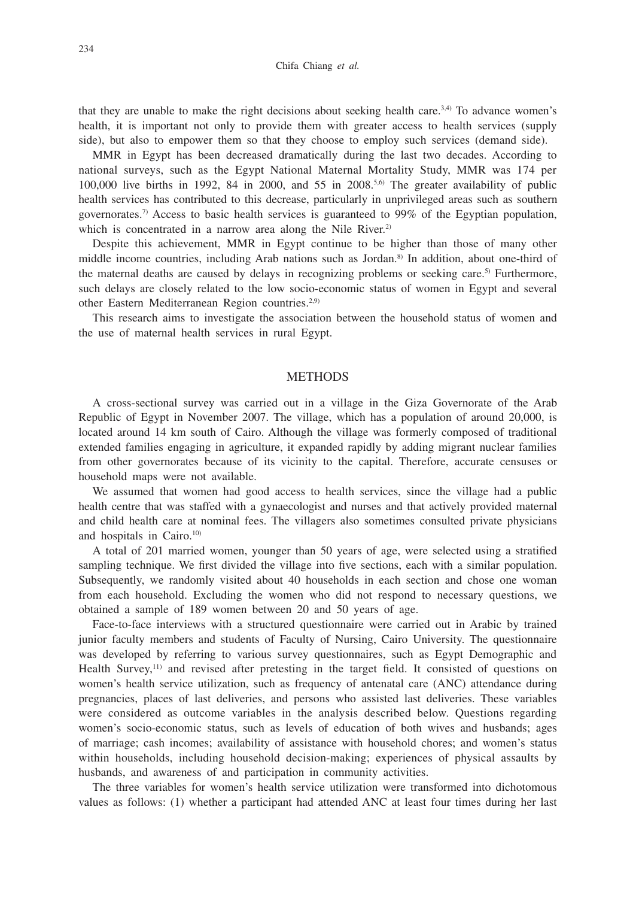that they are unable to make the right decisions about seeking health care.[3,4] To advance women's health, it is important not only to provide them with greater access to health services (supply side), but also to empower them so that they choose to employ such services (demand side).

MMR in Egypt has been decreased dramatically during the last two decades. According to national surveys, such as the Egypt National Maternal Mortality Study, MMR was 174 per 100,000 live births in 1992, 84 in 2000, and 55 in 2008.[5,6] The greater availability of public health services has contributed to this decrease, particularly in unprivileged areas such as southern governorates.[7] Access to basic health services is guaranteed to 99% of the Egyptian population, which is concentrated in a narrow area along the Nile River.[2]

Despite this achievement, MMR in Egypt continue to be higher than those of many other middle income countries, including Arab nations such as Jordan.[8] In addition, about one-third of the maternal deaths are caused by delays in recognizing problems or seeking care.[5] Furthermore, such delays are closely related to the low socio-economic status of women in Egypt and several other Eastern Mediterranean Region countries.[2,9]

This research aims to investigate the association between the household status of women and the use of maternal health services in rural Egypt.

## METHODS

A cross-sectional survey was carried out in a village in the Giza Governorate of the Arab Republic of Egypt in November 2007. The village, which has a population of around 20,000, is located around 14 km south of Cairo. Although the village was formerly composed of traditional extended families engaging in agriculture, it expanded rapidly by adding migrant nuclear families from other governorates because of its vicinity to the capital. Therefore, accurate censuses or household maps were not available.

We assumed that women had good access to health services, since the village had a public health centre that was staffed with a gynaecologist and nurses and that actively provided maternal and child health care at nominal fees. The villagers also sometimes consulted private physicians and hospitals in Cairo.[10]

A total of 201 married women, younger than 50 years of age, were selected using a stratified sampling technique. We first divided the village into five sections, each with a similar population. Subsequently, we randomly visited about 40 households in each section and chose one woman from each household. Excluding the women who did not respond to necessary questions, we obtained a sample of 189 women between 20 and 50 years of age.

Face-to-face interviews with a structured questionnaire were carried out in Arabic by trained junior faculty members and students of Faculty of Nursing, Cairo University. The questionnaire was developed by referring to various survey questionnaires, such as Egypt Demographic and Health Survey,[11] and revised after pretesting in the target field. It consisted of questions on women's health service utilization, such as frequency of antenatal care (ANC) attendance during pregnancies, places of last deliveries, and persons who assisted last deliveries. These variables were considered as outcome variables in the analysis described below. Questions regarding women's socio-economic status, such as levels of education of both wives and husbands; ages of marriage; cash incomes; availability of assistance with household chores; and women's status within households, including household decision-making; experiences of physical assaults by husbands, and awareness of and participation in community activities.

The three variables for women's health service utilization were transformed into dichotomous values as follows: (1) whether a participant had attended ANC at least four times during her last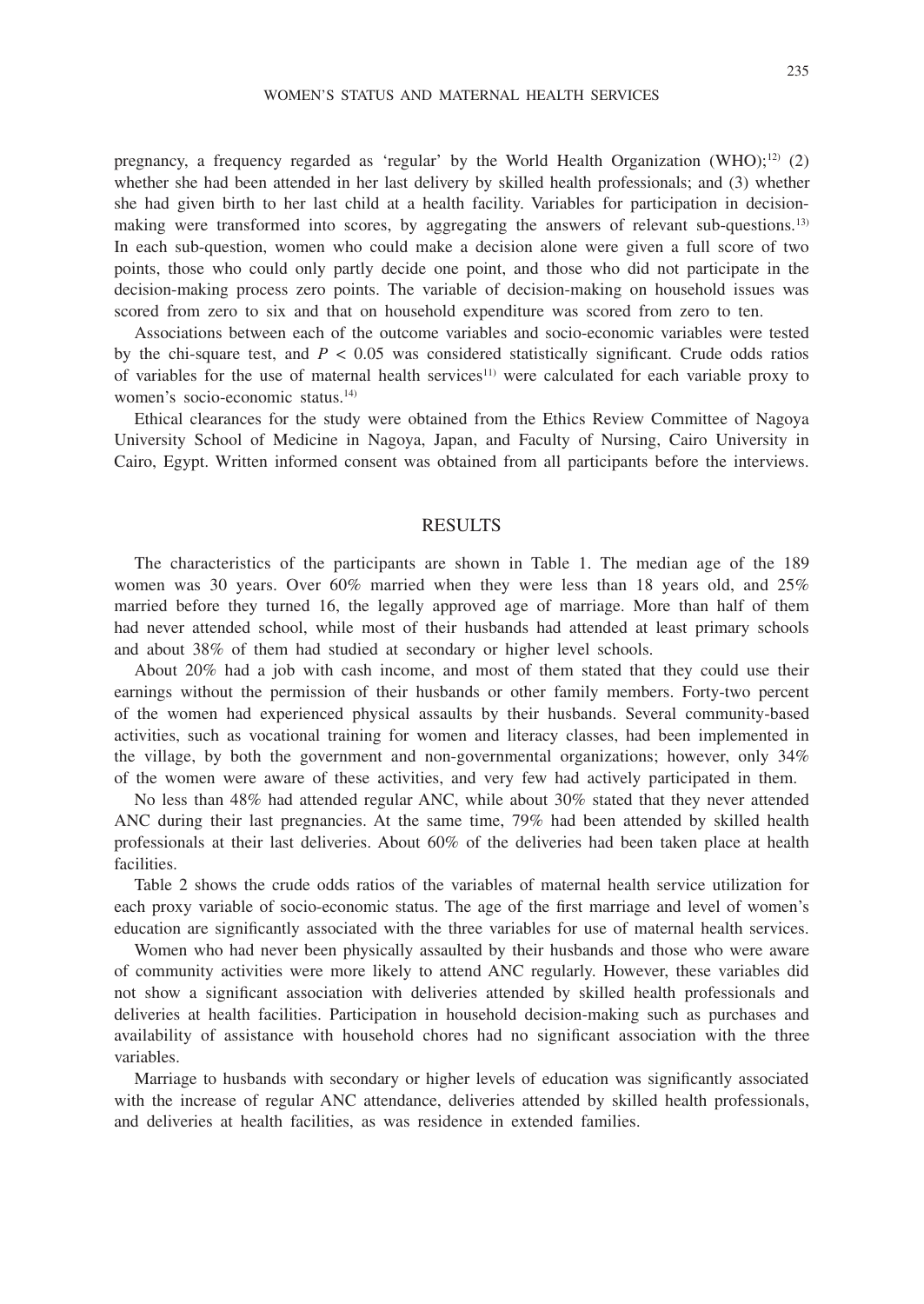pregnancy, a frequency regarded as 'regular' by the World Health Organization (WHO);[12] (2) whether she had been attended in her last delivery by skilled health professionals; and (3) whether she had given birth to her last child at a health facility. Variables for participation in decision-making were transformed into scores, by aggregating the answers of relevant sub-questions.[13] In each sub-question, women who could make a decision alone were given a full score of two points, those who could only partly decide one point, and those who did not participate in the decision-making process zero points. The variable of decision-making on household issues was scored from zero to six and that on household expenditure was scored from zero to ten.

Associations between each of the outcome variables and socio-economic variables were tested by the chi-square test, and $P < 0.05$ was considered statistically significant. Crude odds ratios of variables for the use of maternal health services[11] were calculated for each variable proxy to women's socio-economic status.[14]

Ethical clearances for the study were obtained from the Ethics Review Committee of Nagoya University School of Medicine in Nagoya, Japan, and Faculty of Nursing, Cairo University in Cairo, Egypt. Written informed consent was obtained from all participants before the interviews.

## RESULTS

The characteristics of the participants are shown in Table 1. The median age of the 189 women was 30 years. Over 60% married when they were less than 18 years old, and 25% married before they turned 16, the legally approved age of marriage. More than half of them had never attended school, while most of their husbands had attended at least primary schools and about 38% of them had studied at secondary or higher level schools.

About 20% had a job with cash income, and most of them stated that they could use their earnings without the permission of their husbands or other family members. Forty-two percent of the women had experienced physical assaults by their husbands. Several community-based activities, such as vocational training for women and literacy classes, had been implemented in the village, by both the government and non-governmental organizations; however, only 34% of the women were aware of these activities, and very few had actively participated in them.

No less than 48% had attended regular ANC, while about 30% stated that they never attended ANC during their last pregnancies. At the same time, 79% had been attended by skilled health professionals at their last deliveries. About 60% of the deliveries had been taken place at health facilities.

Table 2 shows the crude odds ratios of the variables of maternal health service utilization for each proxy variable of socio-economic status. The age of the first marriage and level of women's education are significantly associated with the three variables for use of maternal health services.

Women who had never been physically assaulted by their husbands and those who were aware of community activities were more likely to attend ANC regularly. However, these variables did not show a significant association with deliveries attended by skilled health professionals and deliveries at health facilities. Participation in household decision-making such as purchases and availability of assistance with household chores had no significant association with the three variables.

Marriage to husbands with secondary or higher levels of education was significantly associated with the increase of regular ANC attendance, deliveries attended by skilled health professionals, and deliveries at health facilities, as was residence in extended families.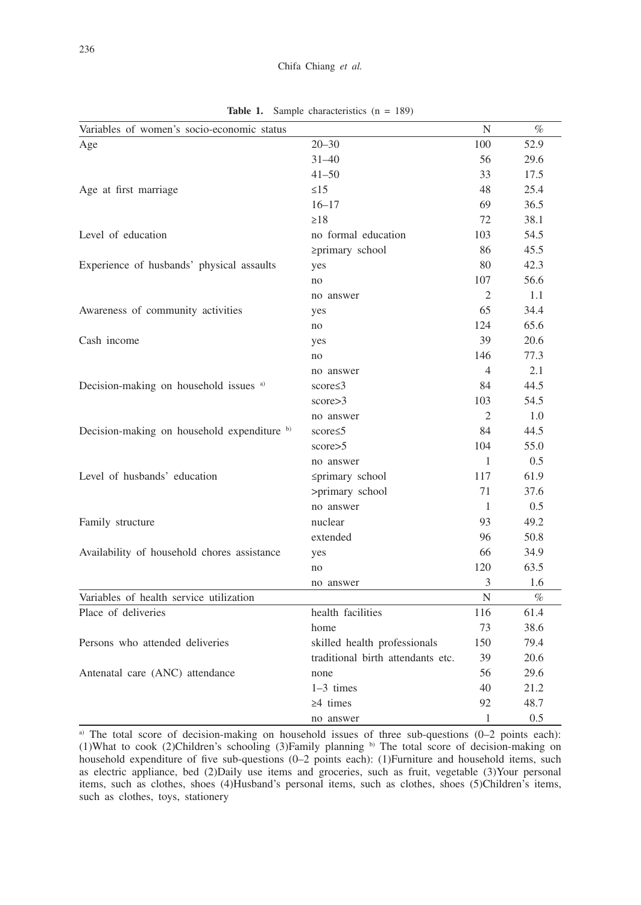**Table 1.** Sample characteristics (n = 189)

| Variables of women's socio-economic status | | N | % |
|---|---|---|---|
| Age | 20–30 | 100 | 52.9 |
| | 31–40 | 56 | 29.6 |
| | 41–50 | 33 | 17.5 |
| Age at first marriage | ≤15 | 48 | 25.4 |
| | 16–17 | 69 | 36.5 |
| | ≥18 | 72 | 38.1 |
| Level of education | no formal education | 103 | 54.5 |
| | ≥primary school | 86 | 45.5 |
| Experience of husbands' physical assaults | yes | 80 | 42.3 |
| | no | 107 | 56.6 |
| | no answer | 2 | 1.1 |
| Awareness of community activities | yes | 65 | 34.4 |
| | no | 124 | 65.6 |
| Cash income | yes | 39 | 20.6 |
| | no | 146 | 77.3 |
| | no answer | 4 | 2.1 |
| Decision-making on household issues [a] | score≤3 | 84 | 44.5 |
| | score>3 | 103 | 54.5 |
| | no answer | 2 | 1.0 |
| Decision-making on household expenditure [b] | score≤5 | 84 | 44.5 |
| | score>5 | 104 | 55.0 |
| | no answer | 1 | 0.5 |
| Level of husbands' education | ≤primary school | 117 | 61.9 |
| | >primary school | 71 | 37.6 |
| | no answer | 1 | 0.5 |
| Family structure | nuclear | 93 | 49.2 |
| | extended | 96 | 50.8 |
| Availability of household chores assistance | yes | 66 | 34.9 |
| | no | 120 | 63.5 |
| | no answer | 3 | 1.6 |
| **Variables of health service utilization** | | **N** | **%** |
| Place of deliveries | health facilities | 116 | 61.4 |
| | home | 73 | 38.6 |
| Persons who attended deliveries | skilled health professionals | 150 | 79.4 |
| | traditional birth attendants etc. | 39 | 20.6 |
| Antenatal care (ANC) attendance | none | 56 | 29.6 |
| | 1–3 times | 40 | 21.2 |
| | ≥4 times | 92 | 48.7 |
| | no answer | 1 | 0.5 |

[a] The total score of decision-making on household issues of three sub-questions (0–2 points each): (1)What to cook (2)Children's schooling (3)Family planning [b] The total score of decision-making on household expenditure of five sub-questions (0–2 points each): (1)Furniture and household items, such as electric appliance, bed (2)Daily use items and groceries, such as fruit, vegetable (3)Your personal items, such as clothes, shoes (4)Husband's personal items, such as clothes, shoes (5)Children's items, such as clothes, toys, stationery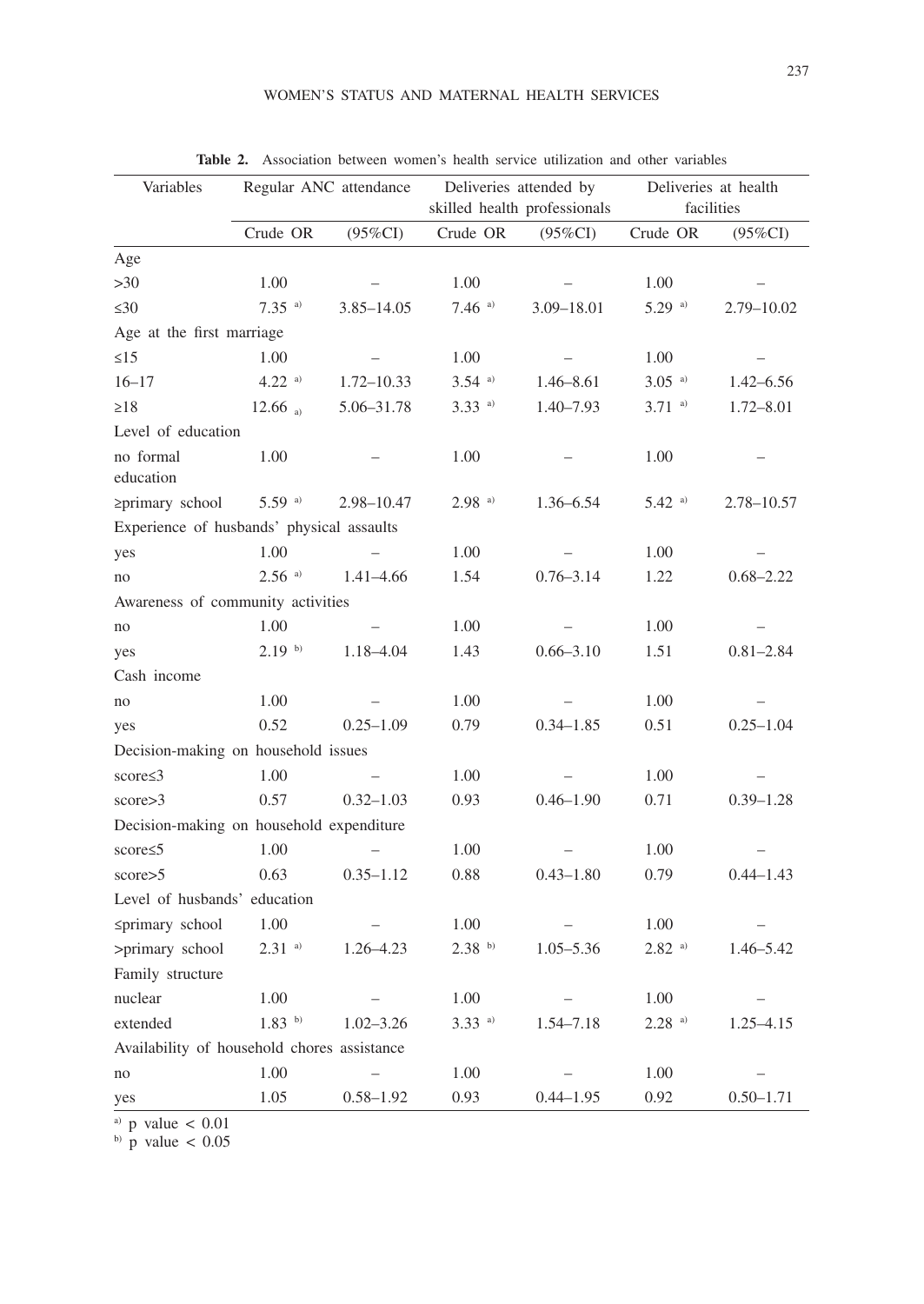**Table 2.** Association between women's health service utilization and other variables

| Variables | Regular ANC attendance | | Deliveries attended by skilled health professionals | | Deliveries at health facilities | |
|---|---|---|---|---|---|---|
| | Crude OR | (95%CI) | Crude OR | (95%CI) | Crude OR | (95%CI) |
| Age | | | | | | |
| >30 | 1.00 | – | 1.00 | – | 1.00 | – |
| ≤30 | 7.35 [a] | 3.85–14.05 | 7.46 [a] | 3.09–18.01 | 5.29 [a] | 2.79–10.02 |
| Age at the first marriage | | | | | | |
| ≤15 | 1.00 | – | 1.00 | – | 1.00 | – |
| 16–17 | 4.22 [a] | 1.72–10.33 | 3.54 [a] | 1.46–8.61 | 3.05 [a] | 1.42–6.56 |
| ≥18 | 12.66 [a] | 5.06–31.78 | 3.33 [a] | 1.40–7.93 | 3.71 [a] | 1.72–8.01 |
| Level of education | | | | | | |
| no formal education | 1.00 | – | 1.00 | – | 1.00 | – |
| ≥primary school | 5.59 [a] | 2.98–10.47 | 2.98 [a] | 1.36–6.54 | 5.42 [a] | 2.78–10.57 |
| Experience of husbands' physical assaults | | | | | | |
| yes | 1.00 | – | 1.00 | – | 1.00 | – |
| no | 2.56 [a] | 1.41–4.66 | 1.54 | 0.76–3.14 | 1.22 | 0.68–2.22 |
| Awareness of community activities | | | | | | |
| no | 1.00 | – | 1.00 | – | 1.00 | – |
| yes | 2.19 [b] | 1.18–4.04 | 1.43 | 0.66–3.10 | 1.51 | 0.81–2.84 |
| Cash income | | | | | | |
| no | 1.00 | – | 1.00 | – | 1.00 | – |
| yes | 0.52 | 0.25–1.09 | 0.79 | 0.34–1.85 | 0.51 | 0.25–1.04 |
| Decision-making on household issues | | | | | | |
| score≤3 | 1.00 | – | 1.00 | – | 1.00 | – |
| score>3 | 0.57 | 0.32–1.03 | 0.93 | 0.46–1.90 | 0.71 | 0.39–1.28 |
| Decision-making on household expenditure | | | | | | |
| score≤5 | 1.00 | – | 1.00 | – | 1.00 | – |
| score>5 | 0.63 | 0.35–1.12 | 0.88 | 0.43–1.80 | 0.79 | 0.44–1.43 |
| Level of husbands' education | | | | | | |
| ≤primary school | 1.00 | – | 1.00 | – | 1.00 | – |
| >primary school | 2.31 [a] | 1.26–4.23 | 2.38 [b] | 1.05–5.36 | 2.82 [a] | 1.46–5.42 |
| Family structure | | | | | | |
| nuclear | 1.00 | – | 1.00 | – | 1.00 | – |
| extended | 1.83 [b] | 1.02–3.26 | 3.33 [a] | 1.54–7.18 | 2.28 [a] | 1.25–4.15 |
| Availability of household chores assistance | | | | | | |
| no | 1.00 | – | 1.00 | – | 1.00 | – |
| yes | 1.05 | 0.58–1.92 | 0.93 | 0.44–1.95 | 0.92 | 0.50–1.71 |

[a] p value $< 0.01$
[b] p value $< 0.05$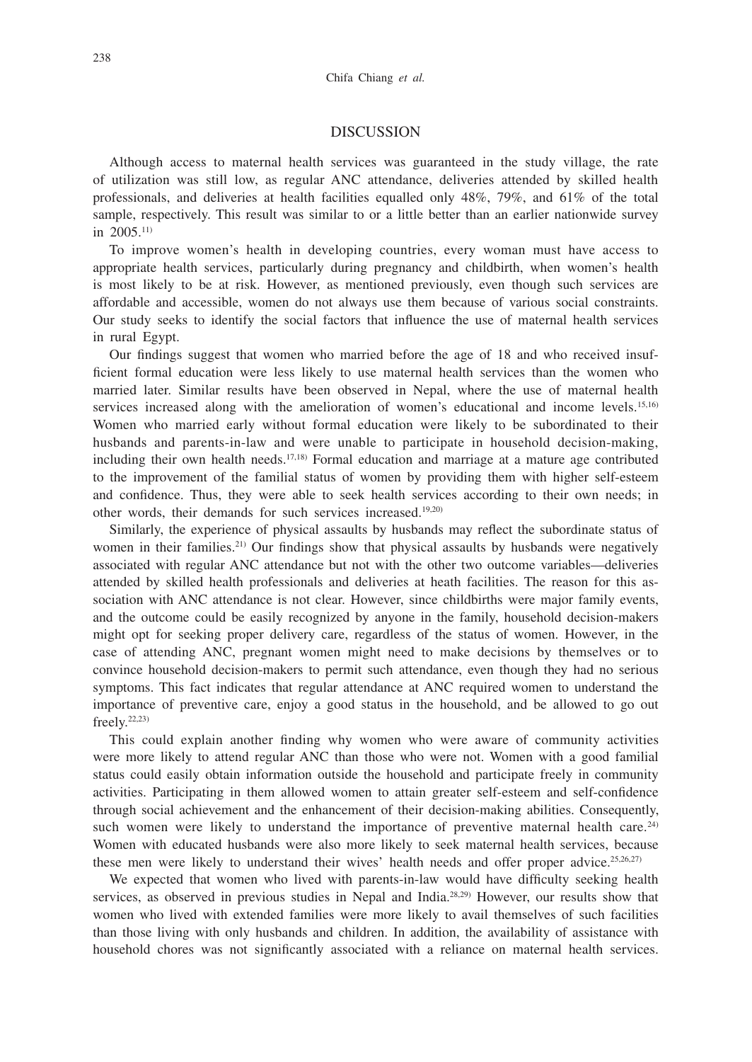## DISCUSSION

Although access to maternal health services was guaranteed in the study village, the rate of utilization was still low, as regular ANC attendance, deliveries attended by skilled health professionals, and deliveries at health facilities equalled only 48%, 79%, and 61% of the total sample, respectively. This result was similar to or a little better than an earlier nationwide survey in 2005.[11]

To improve women's health in developing countries, every woman must have access to appropriate health services, particularly during pregnancy and childbirth, when women's health is most likely to be at risk. However, as mentioned previously, even though such services are affordable and accessible, women do not always use them because of various social constraints. Our study seeks to identify the social factors that influence the use of maternal health services in rural Egypt.

Our findings suggest that women who married before the age of 18 and who received insufficient formal education were less likely to use maternal health services than the women who married later. Similar results have been observed in Nepal, where the use of maternal health services increased along with the amelioration of women's educational and income levels.[15,16] Women who married early without formal education were likely to be subordinated to their husbands and parents-in-law and were unable to participate in household decision-making, including their own health needs.[17,18] Formal education and marriage at a mature age contributed to the improvement of the familial status of women by providing them with higher self-esteem and confidence. Thus, they were able to seek health services according to their own needs; in other words, their demands for such services increased.[19,20]

Similarly, the experience of physical assaults by husbands may reflect the subordinate status of women in their families.[21] Our findings show that physical assaults by husbands were negatively associated with regular ANC attendance but not with the other two outcome variables—deliveries attended by skilled health professionals and deliveries at heath facilities. The reason for this association with ANC attendance is not clear. However, since childbirths were major family events, and the outcome could be easily recognized by anyone in the family, household decision-makers might opt for seeking proper delivery care, regardless of the status of women. However, in the case of attending ANC, pregnant women might need to make decisions by themselves or to convince household decision-makers to permit such attendance, even though they had no serious symptoms. This fact indicates that regular attendance at ANC required women to understand the importance of preventive care, enjoy a good status in the household, and be allowed to go out freely.[22,23]

This could explain another finding why women who were aware of community activities were more likely to attend regular ANC than those who were not. Women with a good familial status could easily obtain information outside the household and participate freely in community activities. Participating in them allowed women to attain greater self-esteem and self-confidence through social achievement and the enhancement of their decision-making abilities. Consequently, such women were likely to understand the importance of preventive maternal health care.[24] Women with educated husbands were also more likely to seek maternal health services, because these men were likely to understand their wives' health needs and offer proper advice.[25,26,27]

We expected that women who lived with parents-in-law would have difficulty seeking health services, as observed in previous studies in Nepal and India.[28,29] However, our results show that women who lived with extended families were more likely to avail themselves of such facilities than those living with only husbands and children. In addition, the availability of assistance with household chores was not significantly associated with a reliance on maternal health services.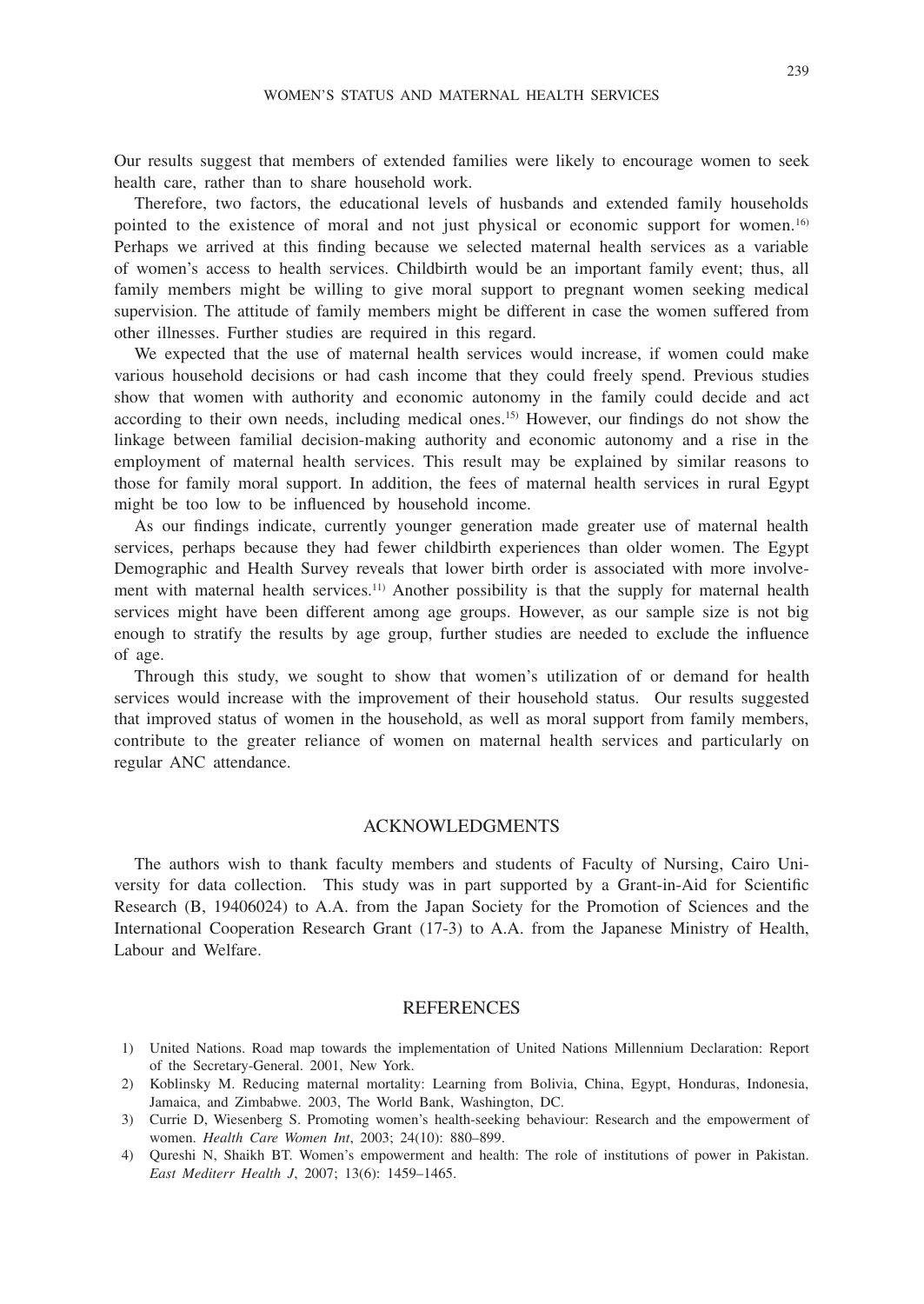Our results suggest that members of extended families were likely to encourage women to seek health care, rather than to share household work.

Therefore, two factors, the educational levels of husbands and extended family households pointed to the existence of moral and not just physical or economic support for women.[16] Perhaps we arrived at this finding because we selected maternal health services as a variable of women's access to health services. Childbirth would be an important family event; thus, all family members might be willing to give moral support to pregnant women seeking medical supervision. The attitude of family members might be different in case the women suffered from other illnesses. Further studies are required in this regard.

We expected that the use of maternal health services would increase, if women could make various household decisions or had cash income that they could freely spend. Previous studies show that women with authority and economic autonomy in the family could decide and act according to their own needs, including medical ones.[15] However, our findings do not show the linkage between familial decision-making authority and economic autonomy and a rise in the employment of maternal health services. This result may be explained by similar reasons to those for family moral support. In addition, the fees of maternal health services in rural Egypt might be too low to be influenced by household income.

As our findings indicate, currently younger generation made greater use of maternal health services, perhaps because they had fewer childbirth experiences than older women. The Egypt Demographic and Health Survey reveals that lower birth order is associated with more involvement with maternal health services.[11] Another possibility is that the supply for maternal health services might have been different among age groups. However, as our sample size is not big enough to stratify the results by age group, further studies are needed to exclude the influence of age.

Through this study, we sought to show that women's utilization of or demand for health services would increase with the improvement of their household status. Our results suggested that improved status of women in the household, as well as moral support from family members, contribute to the greater reliance of women on maternal health services and particularly on regular ANC attendance.

## ACKNOWLEDGMENTS

The authors wish to thank faculty members and students of Faculty of Nursing, Cairo University for data collection. This study was in part supported by a Grant-in-Aid for Scientific Research (B, 19406024) to A.A. from the Japan Society for the Promotion of Sciences and the International Cooperation Research Grant (17-3) to A.A. from the Japanese Ministry of Health, Labour and Welfare.

## REFERENCES

1) United Nations. Road map towards the implementation of United Nations Millennium Declaration: Report of the Secretary-General. 2001, New York.
2) Koblinsky M. Reducing maternal mortality: Learning from Bolivia, China, Egypt, Honduras, Indonesia, Jamaica, and Zimbabwe. 2003, The World Bank, Washington, DC.
3) Currie D, Wiesenberg S. Promoting women's health-seeking behaviour: Research and the empowerment of women. *Health Care Women Int*, 2003; 24(10): 880–899.
4) Qureshi N, Shaikh BT. Women's empowerment and health: The role of institutions of power in Pakistan. *East Mediterr Health J*, 2007; 13(6): 1459–1465.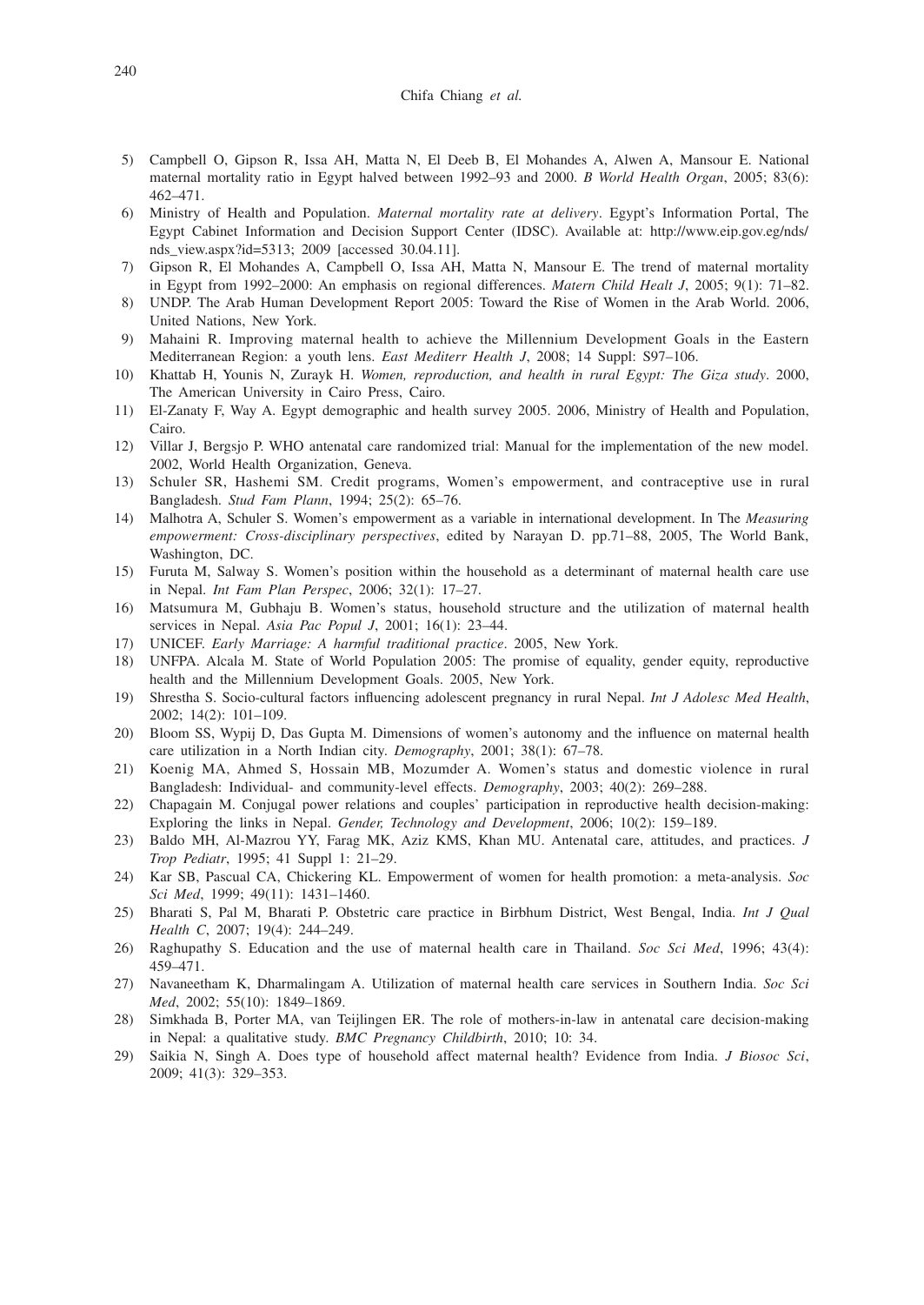5) Campbell O, Gipson R, Issa AH, Matta N, El Deeb B, El Mohandes A, Alwen A, Mansour E. National maternal mortality ratio in Egypt halved between 1992–93 and 2000. *B World Health Organ*, 2005; 83(6): 462–471.
6) Ministry of Health and Population. *Maternal mortality rate at delivery*. Egypt's Information Portal, The Egypt Cabinet Information and Decision Support Center (IDSC). Available at: http://www.eip.gov.eg/nds/nds_view.aspx?id=5313; 2009 [accessed 30.04.11].
7) Gipson R, El Mohandes A, Campbell O, Issa AH, Matta N, Mansour E. The trend of maternal mortality in Egypt from 1992–2000: An emphasis on regional differences. *Matern Child Healt J*, 2005; 9(1): 71–82.
8) UNDP. The Arab Human Development Report 2005: Toward the Rise of Women in the Arab World. 2006, United Nations, New York.
9) Mahaini R. Improving maternal health to achieve the Millennium Development Goals in the Eastern Mediterranean Region: a youth lens. *East Mediterr Health J*, 2008; 14 Suppl: S97–106.
10) Khattab H, Younis N, Zurayk H. *Women, reproduction, and health in rural Egypt: The Giza study*. 2000, The American University in Cairo Press, Cairo.
11) El-Zanaty F, Way A. Egypt demographic and health survey 2005. 2006, Ministry of Health and Population, Cairo.
12) Villar J, Bergsjo P. WHO antenatal care randomized trial: Manual for the implementation of the new model. 2002, World Health Organization, Geneva.
13) Schuler SR, Hashemi SM. Credit programs, Women's empowerment, and contraceptive use in rural Bangladesh. *Stud Fam Plann*, 1994; 25(2): 65–76.
14) Malhotra A, Schuler S. Women's empowerment as a variable in international development. In The *Measuring empowerment: Cross-disciplinary perspectives*, edited by Narayan D. pp.71–88, 2005, The World Bank, Washington, DC.
15) Furuta M, Salway S. Women's position within the household as a determinant of maternal health care use in Nepal. *Int Fam Plan Perspec*, 2006; 32(1): 17–27.
16) Matsumura M, Gubhaju B. Women's status, household structure and the utilization of maternal health services in Nepal. *Asia Pac Popul J*, 2001; 16(1): 23–44.
17) UNICEF. *Early Marriage: A harmful traditional practice*. 2005, New York.
18) UNFPA. Alcala M. State of World Population 2005: The promise of equality, gender equity, reproductive health and the Millennium Development Goals. 2005, New York.
19) Shrestha S. Socio-cultural factors influencing adolescent pregnancy in rural Nepal. *Int J Adolesc Med Health*, 2002; 14(2): 101–109.
20) Bloom SS, Wypij D, Das Gupta M. Dimensions of women's autonomy and the influence on maternal health care utilization in a North Indian city. *Demography*, 2001; 38(1): 67–78.
21) Koenig MA, Ahmed S, Hossain MB, Mozumder A. Women's status and domestic violence in rural Bangladesh: Individual- and community-level effects. *Demography*, 2003; 40(2): 269–288.
22) Chapagain M. Conjugal power relations and couples' participation in reproductive health decision-making: Exploring the links in Nepal. *Gender, Technology and Development*, 2006; 10(2): 159–189.
23) Baldo MH, Al-Mazrou YY, Farag MK, Aziz KMS, Khan MU. Antenatal care, attitudes, and practices. *J Trop Pediatr*, 1995; 41 Suppl 1: 21–29.
24) Kar SB, Pascual CA, Chickering KL. Empowerment of women for health promotion: a meta-analysis. *Soc Sci Med*, 1999; 49(11): 1431–1460.
25) Bharati S, Pal M, Bharati P. Obstetric care practice in Birbhum District, West Bengal, India. *Int J Qual Health C*, 2007; 19(4): 244–249.
26) Raghupathy S. Education and the use of maternal health care in Thailand. *Soc Sci Med*, 1996; 43(4): 459–471.
27) Navaneetham K, Dharmalingam A. Utilization of maternal health care services in Southern India. *Soc Sci Med*, 2002; 55(10): 1849–1869.
28) Simkhada B, Porter MA, van Teijlingen ER. The role of mothers-in-law in antenatal care decision-making in Nepal: a qualitative study. *BMC Pregnancy Childbirth*, 2010; 10: 34.
29) Saikia N, Singh A. Does type of household affect maternal health? Evidence from India. *J Biosoc Sci*, 2009; 41(3): 329–353.